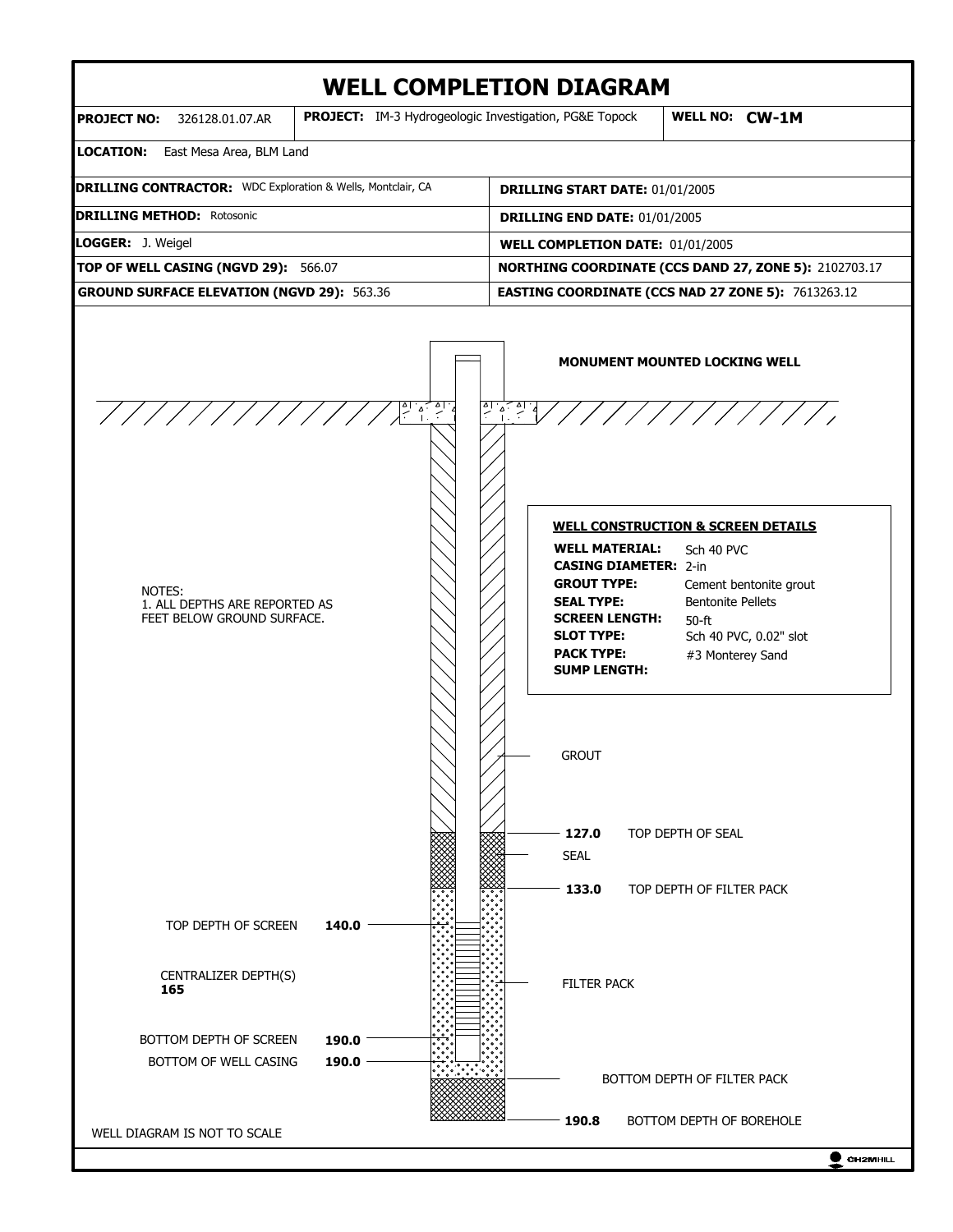# WELL COMPLETION DIAGRAM

| **PROJECT NO:** 326128.01.07.AR | **PROJECT:** IM-3 Hydrogeologic Investigation, PG&E Topock | **WELL NO:** CW-1M |
|---|---|---|

**LOCATION:** East Mesa Area, BLM Land

| | |
|---|---|
| **DRILLING CONTRACTOR:** WDC Exploration & Wells, Montclair, CA | **DRILLING START DATE:** 01/01/2005 |
| **DRILLING METHOD:** Rotosonic | **DRILLING END DATE:** 01/01/2005 |
| **LOGGER:** J. Weigel | **WELL COMPLETION DATE:** 01/01/2005 |
| **TOP OF WELL CASING (NGVD 29):** 566.07 | **NORTHING COORDINATE (CCS DAND 27, ZONE 5):** 2102703.17 |
| **GROUND SURFACE ELEVATION (NGVD 29):** 563.36 | **EASTING COORDINATE (CCS NAD 27 ZONE 5):** 7613263.12 |

**MONUMENT MOUNTED LOCKING WELL**

**WELL CONSTRUCTION & SCREEN DETAILS**

- **WELL MATERIAL:** Sch 40 PVC
- **CASING DIAMETER:** 2-in
- **GROUT TYPE:** Cement bentonite grout
- **SEAL TYPE:** Bentonite Pellets
- **SCREEN LENGTH:** 50-ft
- **SLOT TYPE:** Sch 40 PVC, 0.02" slot
- **PACK TYPE:** #3 Monterey Sand
- **SUMP LENGTH:**

NOTES:
1. ALL DEPTHS ARE REPORTED AS FEET BELOW GROUND SURFACE.

GROUT

**127.0** TOP DEPTH OF SEAL

SEAL

**133.0** TOP DEPTH OF FILTER PACK

TOP DEPTH OF SCREEN **140.0**

CENTRALIZER DEPTH(S) **165**

FILTER PACK

BOTTOM DEPTH OF SCREEN **190.0**

BOTTOM OF WELL CASING **190.0**

BOTTOM DEPTH OF FILTER PACK

**190.8** BOTTOM DEPTH OF BOREHOLE

WELL DIAGRAM IS NOT TO SCALE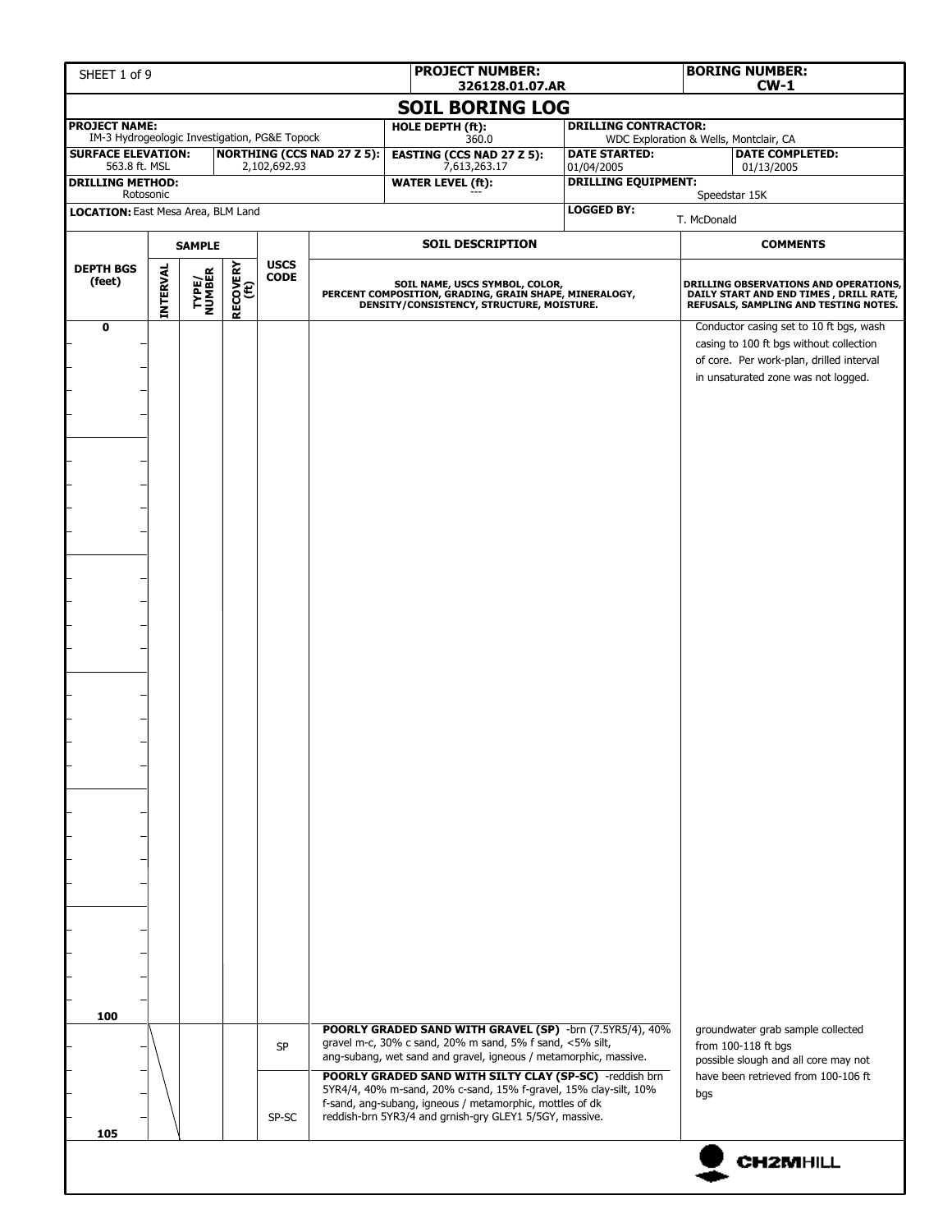| PROJECT NUMBER: 326128.01.07.AR | BORING NUMBER: CW-1 |
|---|---|

# SOIL BORING LOG

| | | | |
|---|---|---|---|
| **PROJECT NAME:** IM-3 Hydrogeologic Investigation, PG&E Topock | **HOLE DEPTH (ft):** 360.0 | **DRILLING CONTRACTOR:** WDC Exploration & Wells, Montclair, CA | |
| **SURFACE ELEVATION:** 563.8 ft. MSL | **NORTHING (CCS NAD 27 Z 5):** 2,102,692.93 | **EASTING (CCS NAD 27 Z 5):** 7,613,263.17 | **DATE STARTED:** 01/04/2005 — **DATE COMPLETED:** 01/13/2005 |
| **DRILLING METHOD:** Rotosonic | | **WATER LEVEL (ft):** --- | **DRILLING EQUIPMENT:** Speedstar 15K |
| **LOCATION:** East Mesa Area, BLM Land | | | **LOGGED BY:** T. McDonald |

| DEPTH BGS (feet) | SAMPLE INTERVAL | SAMPLE TYPE/NUMBER | SAMPLE RECOVERY (ft) | USCS CODE | SOIL DESCRIPTION<br>SOIL NAME, USCS SYMBOL, COLOR, PERCENT COMPOSITION, GRADING, GRAIN SHAPE, MINERALOGY, DENSITY/CONSISTENCY, STRUCTURE, MOISTURE. | COMMENTS<br>DRILLING OBSERVATIONS AND OPERATIONS, DAILY START AND END TIMES, DRILL RATE, REFUSALS, SAMPLING AND TESTING NOTES. |
|---|---|---|---|---|---|---|
| 0 | | | | | | Conductor casing set to 10 ft bgs, wash casing to 100 ft bgs without collection of core. Per work-plan, drilled interval in unsaturated zone was not logged. |
| 100 | | | | SP | **POORLY GRADED SAND WITH GRAVEL (SP)** -brn (7.5YR5/4), 40% gravel m-c, 30% c sand, 20% m sand, 5% f sand, <5% silt, ang-subang, wet sand and gravel, igneous / metamorphic, massive. | groundwater grab sample collected from 100-118 ft bgs<br>possible slough and all core may not have been retrieved from 100-106 ft bgs |
| 105 | | | | SP-SC | **POORLY GRADED SAND WITH SILTY CLAY (SP-SC)** -reddish brn 5YR4/4, 40% m-sand, 20% c-sand, 15% f-gravel, 15% clay-silt, 10% f-sand, ang-subang, igneous / metamorphic, mottles of dk reddish-brn 5YR3/4 and grnish-gry GLEY1 5/5GY, massive. | |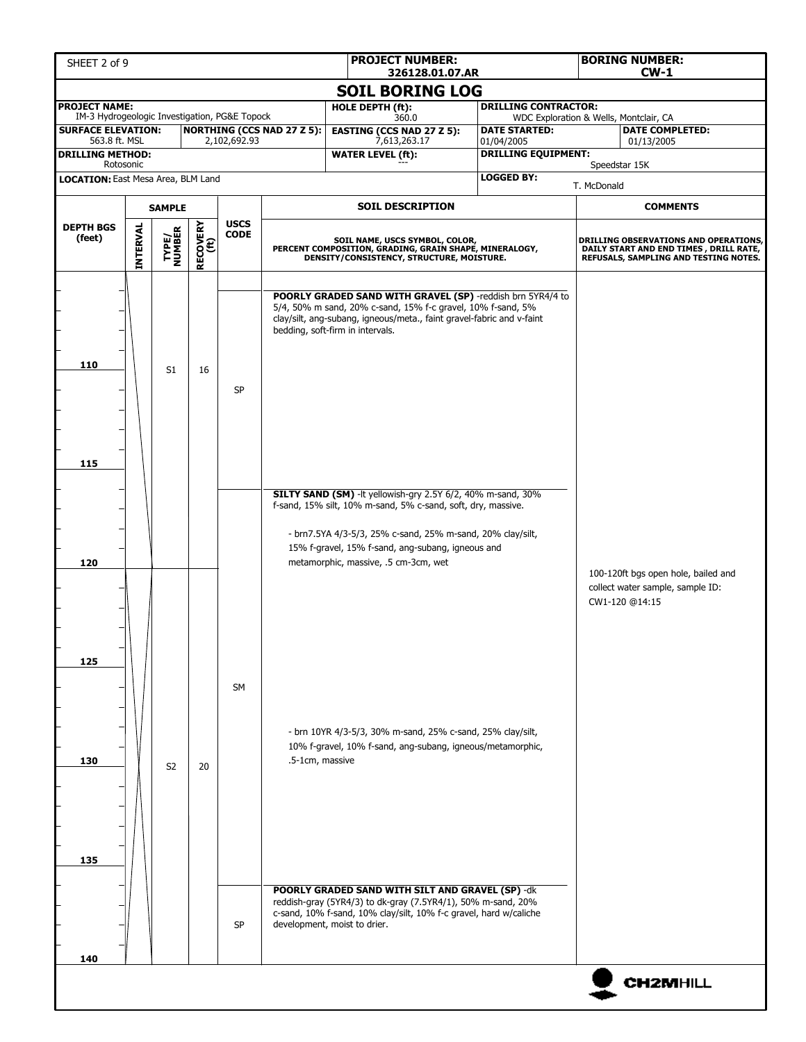| **PROJECT NUMBER:** 326128.01.07.AR | **BORING NUMBER:** CW-1 |
|---|---|

# SOIL BORING LOG

| | | | |
|---|---|---|---|
| **PROJECT NAME:** IM-3 Hydrogeologic Investigation, PG&E Topock | | **HOLE DEPTH (ft):** 360.0 | **DRILLING CONTRACTOR:** WDC Exploration & Wells, Montclair, CA |
| **SURFACE ELEVATION:** 563.8 ft. MSL | **NORTHING (CCS NAD 27 Z 5):** 2,102,692.93 | **EASTING (CCS NAD 27 Z 5):** 7,613,263.17 | **DATE STARTED:** 01/04/2005 — **DATE COMPLETED:** 01/13/2005 |
| **DRILLING METHOD:** Rotosonic | | **WATER LEVEL (ft):** --- | **DRILLING EQUIPMENT:** Speedstar 15K |
| **LOCATION:** East Mesa Area, BLM Land | | | **LOGGED BY:** T. McDonald |

| DEPTH BGS (feet) | SAMPLE INTERVAL | SAMPLE TYPE/ NUMBER | SAMPLE RECOVERY (ft) | USCS CODE | SOIL DESCRIPTION (SOIL NAME, USCS SYMBOL, COLOR, PERCENT COMPOSITION, GRADING, GRAIN SHAPE, MINERALOGY, DENSITY/CONSISTENCY, STRUCTURE, MOISTURE.) | COMMENTS (DRILLING OBSERVATIONS AND OPERATIONS, DAILY START AND END TIMES, DRILL RATE, REFUSALS, SAMPLING AND TESTING NOTES.) |
|---|---|---|---|---|---|---|
| 110 | | S1 | 16 | SP | **POORLY GRADED SAND WITH GRAVEL (SP)** -reddish brn 5YR4/4 to 5/4, 50% m sand, 20% c-sand, 15% f-c gravel, 10% f-sand, 5% clay/silt, ang-subang, igneous/meta., faint gravel-fabric and v-faint bedding, soft-firm in intervals. | |
| 115 | | | | | | |
| 120 | | | | SM | **SILTY SAND (SM)** -lt yellowish-gry 2.5Y 6/2, 40% m-sand, 30% f-sand, 15% silt, 10% m-sand, 5% c-sand, soft, dry, massive.<br>- brn7.5YA 4/3-5/3, 25% c-sand, 25% m-sand, 20% clay/silt, 15% f-gravel, 15% f-sand, ang-subang, igneous and metamorphic, massive, .5 cm-3cm, wet | 100-120ft bgs open hole, bailed and collect water sample, sample ID: CW1-120 @14:15 |
| 125 | | | | | | |
| 130 | | S2 | 20 | | - brn 10YR 4/3-5/3, 30% m-sand, 25% c-sand, 25% clay/silt, 10% f-gravel, 10% f-sand, ang-subang, igneous/metamorphic, .5-1cm, massive | |
| 135 | | | | | | |
| 140 | | | | SP | **POORLY GRADED SAND WITH SILT AND GRAVEL (SP)** -dk reddish-gray (5YR4/3) to dk-gray (7.5YR4/1), 50% m-sand, 20% c-sand, 10% f-sand, 10% clay/silt, 10% f-c gravel, hard w/caliche development, moist to drier. | |

CH2MHILL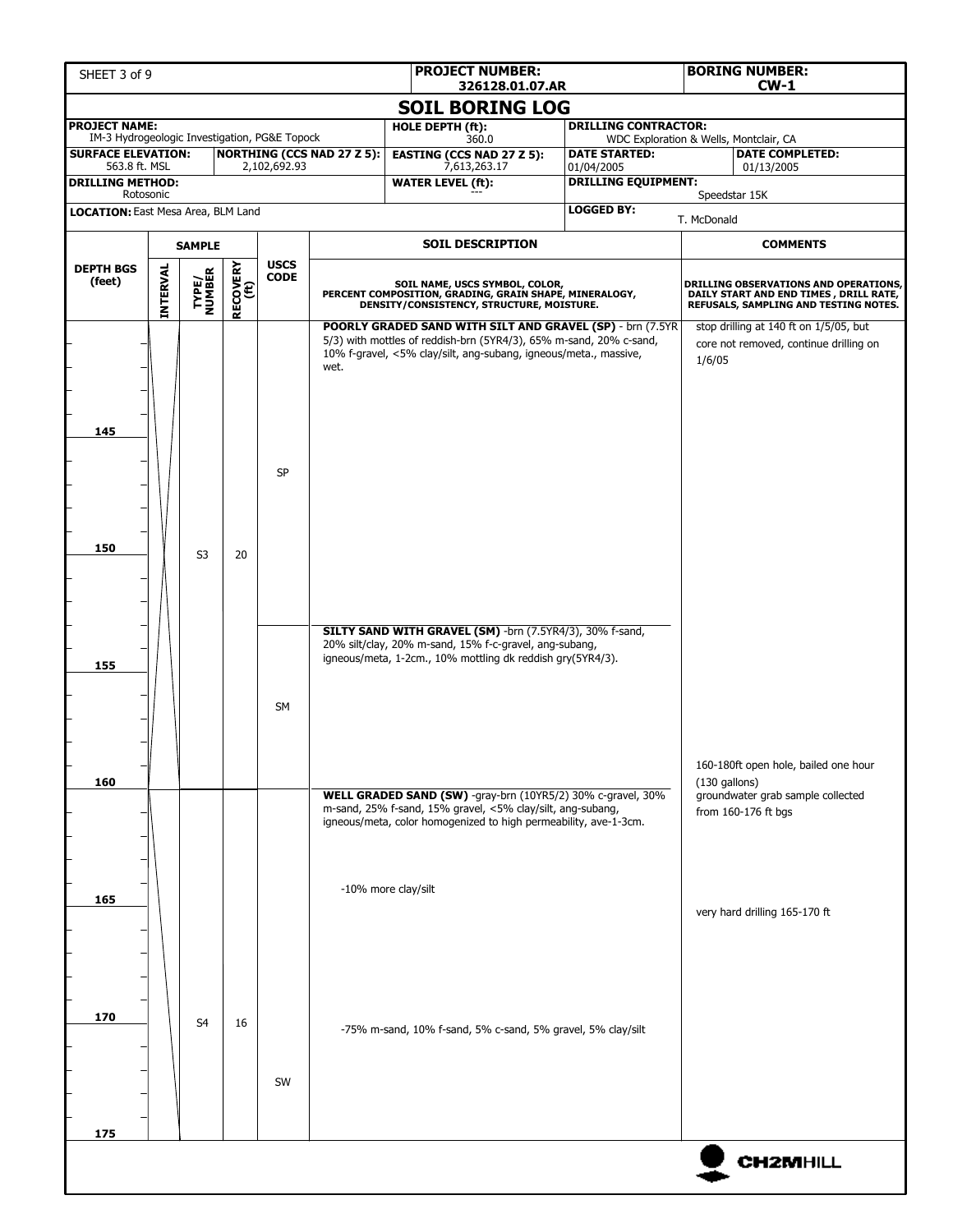| PROJECT NUMBER: 326128.01.07.AR | BORING NUMBER: CW-1 |
|---|---|

# SOIL BORING LOG

| | | | |
|---|---|---|---|
| **PROJECT NAME:** IM-3 Hydrogeologic Investigation, PG&E Topock | **HOLE DEPTH (ft):** 360.0 | **DRILLING CONTRACTOR:** WDC Exploration & Wells, Montclair, CA | |
| **SURFACE ELEVATION:** 563.8 ft. MSL | **NORTHING (CCS NAD 27 Z 5):** 2,102,692.93 | **EASTING (CCS NAD 27 Z 5):** 7,613,263.17 | **DATE STARTED:** 01/04/2005 | 
| **DATE COMPLETED:** 01/13/2005 | **DRILLING METHOD:** Rotosonic | **WATER LEVEL (ft):** --- | **DRILLING EQUIPMENT:** Speedstar 15K |
| **LOCATION:** East Mesa Area, BLM Land | | **LOGGED BY:** T. McDonald | |

| DEPTH BGS (feet) | SAMPLE INTERVAL | SAMPLE TYPE/NUMBER | SAMPLE RECOVERY (ft) | USCS CODE | SOIL DESCRIPTION (SOIL NAME, USCS SYMBOL, COLOR, PERCENT COMPOSITION, GRADING, GRAIN SHAPE, MINERALOGY, DENSITY/CONSISTENCY, STRUCTURE, MOISTURE.) | COMMENTS (DRILLING OBSERVATIONS AND OPERATIONS, DAILY START AND END TIMES, DRILL RATE, REFUSALS, SAMPLING AND TESTING NOTES.) |
|---|---|---|---|---|---|---|
| 140–153 | | S3 | 20 | SP | **POORLY GRADED SAND WITH SILT AND GRAVEL (SP)** - brn (7.5YR 5/3) with mottles of reddish-brn (5YR4/3), 65% m-sand, 20% c-sand, 10% f-gravel, <5% clay/silt, ang-subang, igneous/meta., massive, wet. | stop drilling at 140 ft on 1/5/05, but core not removed, continue drilling on 1/6/05 |
| 153–160 | | | | SM | **SILTY SAND WITH GRAVEL (SM)** -brn (7.5YR4/3), 30% f-sand, 20% silt/clay, 20% m-sand, 15% f-c-gravel, ang-subang, igneous/meta, 1-2cm., 10% mottling dk reddish gry(5YR4/3). | 160-180ft open hole, bailed one hour (130 gallons) |
| 160–175 | | S4 | 16 | SW | **WELL GRADED SAND (SW)** -gray-brn (10YR5/2) 30% c-gravel, 30% m-sand, 25% f-sand, 15% gravel, <5% clay/silt, ang-subang, igneous/meta, color homogenized to high permeability, ave-1-3cm. | groundwater grab sample collected from 160-176 ft bgs |
| 165 | | | | | -10% more clay/silt | very hard drilling 165-170 ft |
| 170 | | | | | -75% m-sand, 10% f-sand, 5% c-sand, 5% gravel, 5% clay/silt | |
| 175 | | | | | | |

CH2MHILL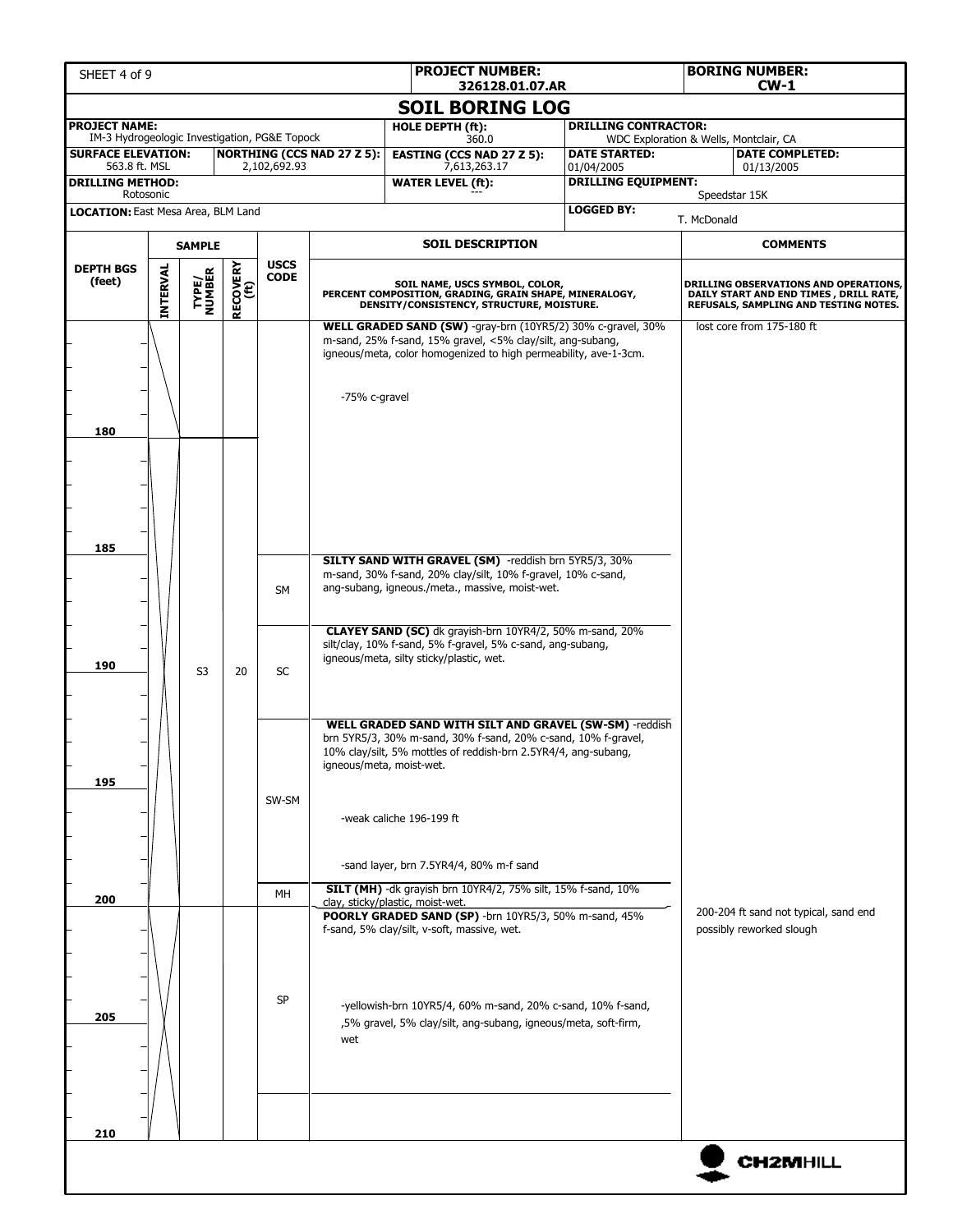| SHEET 4 of 9 | | PROJECT NUMBER: 326128.01.07.AR | | BORING NUMBER: CW-1 |
|---|---|---|---|---|

## SOIL BORING LOG

| PROJECT NAME: IM-3 Hydrogeologic Investigation, PG&E Topock | | HOLE DEPTH (ft): 360.0 | DRILLING CONTRACTOR: WDC Exploration & Wells, Montclair, CA | |
|---|---|---|---|---|
| SURFACE ELEVATION: 563.8 ft. MSL | NORTHING (CCS NAD 27 Z 5): 2,102,692.93 | EASTING (CCS NAD 27 Z 5): 7,613,263.17 | DATE STARTED: 01/04/2005 | DATE COMPLETED: 01/13/2005 |
| DRILLING METHOD: Rotosonic | | WATER LEVEL (ft): --- | DRILLING EQUIPMENT: Speedstar 15K | |
| LOCATION: East Mesa Area, BLM Land | | | LOGGED BY: T. McDonald | |

| DEPTH BGS (feet) | SAMPLE INTERVAL | SAMPLE TYPE/NUMBER | SAMPLE RECOVERY (ft) | USCS CODE | SOIL DESCRIPTION (SOIL NAME, USCS SYMBOL, COLOR, PERCENT COMPOSITION, GRADING, GRAIN SHAPE, MINERALOGY, DENSITY/CONSISTENCY, STRUCTURE, MOISTURE.) | COMMENTS (DRILLING OBSERVATIONS AND OPERATIONS, DAILY START AND END TIMES, DRILL RATE, REFUSALS, SAMPLING AND TESTING NOTES.) |
|---|---|---|---|---|---|---|
| | | | | | **WELL GRADED SAND (SW)** -gray-brn (10YR5/2) 30% c-gravel, 30% m-sand, 25% f-sand, 15% gravel, <5% clay/silt, ang-subang, igneous/meta, color homogenized to high permeability, ave-1-3cm. | lost core from 175-180 ft |
| | | | | | -75% c-gravel | |
| 180 | | | | | | |
| 185 | | | | SM | **SILTY SAND WITH GRAVEL (SM)** -reddish brn 5YR5/3, 30% m-sand, 30% f-sand, 20% clay/silt, 10% f-gravel, 10% c-sand, ang-subang, igneous./meta., massive, moist-wet. | |
| 190 | | S3 | 20 | SC | **CLAYEY SAND (SC)** dk grayish-brn 10YR4/2, 50% m-sand, 20% silt/clay, 10% f-sand, 5% f-gravel, 5% c-sand, ang-subang, igneous/meta, silty sticky/plastic, wet. | |
| 195 | | | | SW-SM | **WELL GRADED SAND WITH SILT AND GRAVEL (SW-SM)** -reddish brn 5YR5/3, 30% m-sand, 30% f-sand, 20% c-sand, 10% f-gravel, 10% clay/silt, 5% mottles of reddish-brn 2.5YR4/4, ang-subang, igneous/meta, moist-wet. | |
| | | | | | -weak caliche 196-199 ft | |
| | | | | | -sand layer, brn 7.5YR4/4, 80% m-f sand | |
| 200 | | | | MH | **SILT (MH)** -dk grayish brn 10YR4/2, 75% silt, 15% f-sand, 10% clay, sticky/plastic, moist-wet. | |
| | | | | SP | **POORLY GRADED SAND (SP)** -brn 10YR5/3, 50% m-sand, 45% f-sand, 5% clay/silt, v-soft, massive, wet. | 200-204 ft sand not typical, sand end possibly reworked slough |
| 205 | | | | | -yellowish-brn 10YR5/4, 60% m-sand, 20% c-sand, 10% f-sand, ,5% gravel, 5% clay/silt, ang-subang, igneous/meta, soft-firm, wet | |
| 210 | | | | | | |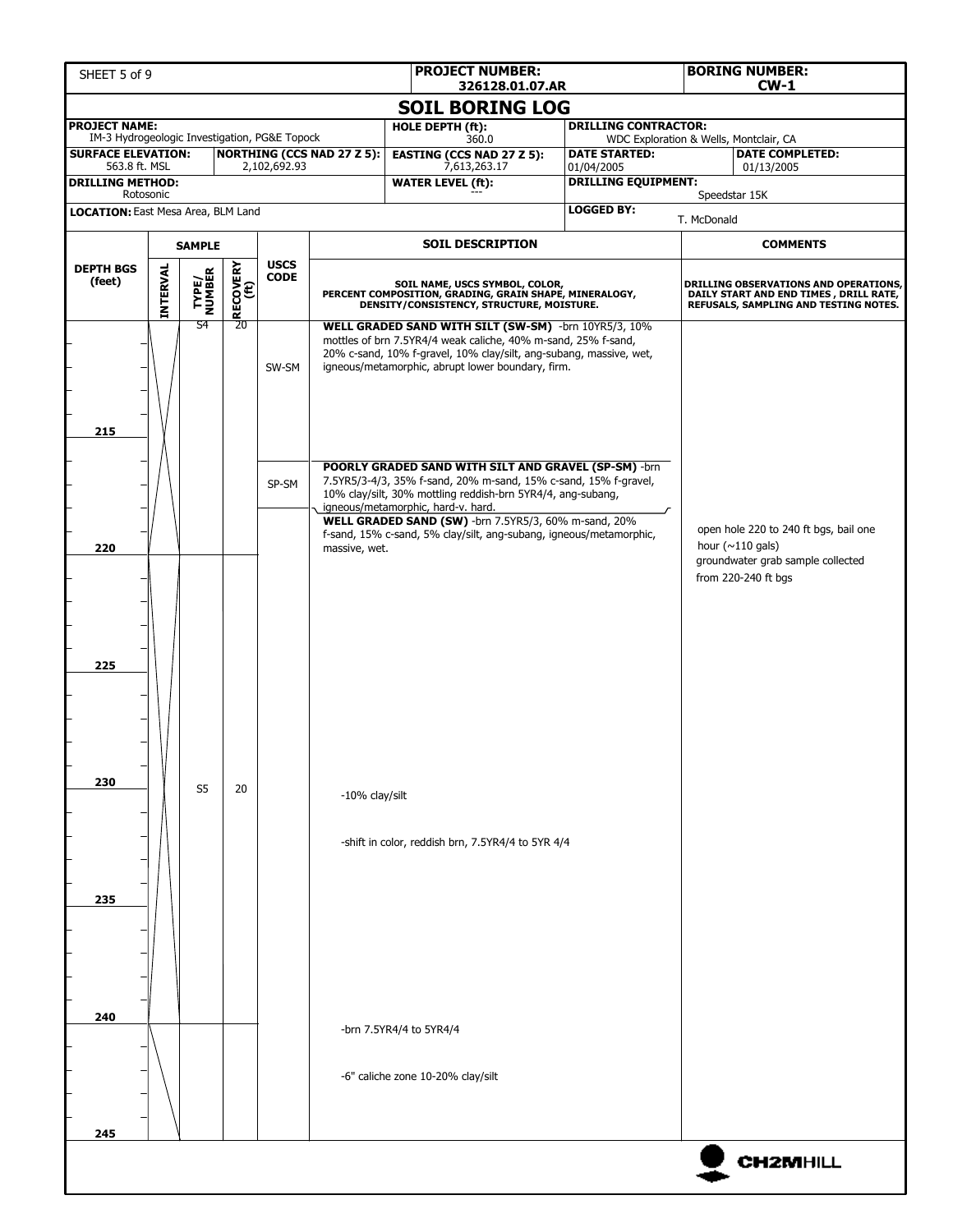| PROJECT NUMBER: 326128.01.07.AR | BORING NUMBER: CW-1 |
|---|---|

# SOIL BORING LOG

| | | | |
|---|---|---|---|
| **PROJECT NAME:** IM-3 Hydrogeologic Investigation, PG&E Topock | **HOLE DEPTH (ft):** 360.0 | **DRILLING CONTRACTOR:** WDC Exploration & Wells, Montclair, CA | |
| **SURFACE ELEVATION:** 563.8 ft. MSL | **NORTHING (CCS NAD 27 Z 5):** 2,102,692.93 | **EASTING (CCS NAD 27 Z 5):** 7,613,263.17 | **DATE STARTED:** 01/04/2005 — **DATE COMPLETED:** 01/13/2005 |
| **DRILLING METHOD:** Rotosonic | **WATER LEVEL (ft):** --- | **DRILLING EQUIPMENT:** Speedstar 15K | |
| **LOCATION:** East Mesa Area, BLM Land | | **LOGGED BY:** T. McDonald | |

| DEPTH BGS (feet) | SAMPLE INTERVAL | SAMPLE TYPE/NUMBER | SAMPLE RECOVERY (ft) | USCS CODE | SOIL DESCRIPTION (SOIL NAME, USCS SYMBOL, COLOR, PERCENT COMPOSITION, GRADING, GRAIN SHAPE, MINERALOGY, DENSITY/CONSISTENCY, STRUCTURE, MOISTURE.) | COMMENTS (DRILLING OBSERVATIONS AND OPERATIONS, DAILY START AND END TIMES, DRILL RATE, REFUSALS, SAMPLING AND TESTING NOTES.) |
|---|---|---|---|---|---|---|
| | | S4 | 20 | SW-SM | **WELL GRADED SAND WITH SILT (SW-SM)** -brn 10YR5/3, 10% mottles of brn 7.5YR4/4 weak caliche, 40% m-sand, 25% f-sand, 20% c-sand, 10% f-gravel, 10% clay/silt, ang-subang, massive, wet, igneous/metamorphic, abrupt lower boundary, firm. | |
| 215 | | | | | | |
| | | | | SP-SM | **POORLY GRADED SAND WITH SILT AND GRAVEL (SP-SM)** -brn 7.5YR5/3-4/3, 35% f-sand, 20% m-sand, 15% c-sand, 15% f-gravel, 10% clay/silt, 30% mottling reddish-brn 5YR4/4, ang-subang, igneous/metamorphic, hard-v. hard. | |
| | | | | | **WELL GRADED SAND (SW)** -brn 7.5YR5/3, 60% m-sand, 20% f-sand, 15% c-sand, 5% clay/silt, ang-subang, igneous/metamorphic, massive, wet. | open hole 220 to 240 ft bgs, bail one hour (~110 gals) groundwater grab sample collected from 220-240 ft bgs |
| 220 | | | | | | |
| 225 | | | | | | |
| 230 | | S5 | 20 | | -10% clay/silt | |
| | | | | | -shift in color, reddish brn, 7.5YR4/4 to 5YR 4/4 | |
| 235 | | | | | | |
| 240 | | | | | -brn 7.5YR4/4 to 5YR4/4 | |
| | | | | | -6" caliche zone 10-20% clay/silt | |
| 245 | | | | | | |

CH2MHILL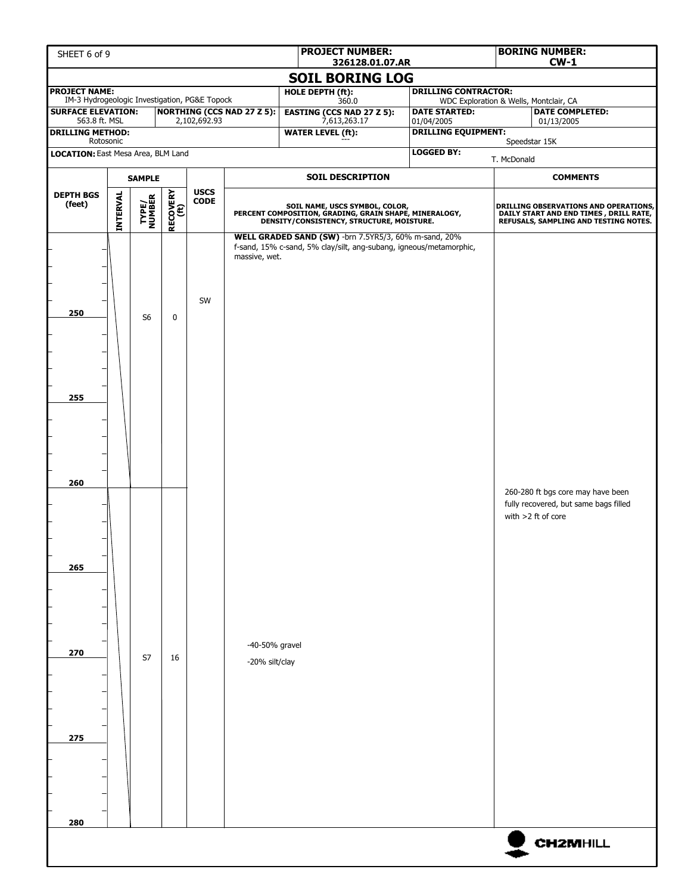| PROJECT NUMBER: | BORING NUMBER: |
|---|---|
| 326128.01.07.AR | CW-1 |

# SOIL BORING LOG

| | | | |
|---|---|---|---|
| **PROJECT NAME:** IM-3 Hydrogeologic Investigation, PG&E Topock | | **HOLE DEPTH (ft):** 360.0 | **DRILLING CONTRACTOR:** WDC Exploration & Wells, Montclair, CA |
| **SURFACE ELEVATION:** 563.8 ft. MSL | **NORTHING (CCS NAD 27 Z 5):** 2,102,692.93 | **EASTING (CCS NAD 27 Z 5):** 7,613,263.17 | **DATE STARTED:** 01/04/2005 / **DATE COMPLETED:** 01/13/2005 |
| **DRILLING METHOD:** Rotosonic | | **WATER LEVEL (ft):** --- | **DRILLING EQUIPMENT:** Speedstar 15K |
| **LOCATION:** East Mesa Area, BLM Land | | | **LOGGED BY:** T. McDonald |

| DEPTH BGS (feet) | SAMPLE INTERVAL | SAMPLE TYPE/NUMBER | RECOVERY (ft) | USCS CODE | SOIL DESCRIPTION (SOIL NAME, USCS SYMBOL, COLOR, PERCENT COMPOSITION, GRADING, GRAIN SHAPE, MINERALOGY, DENSITY/CONSISTENCY, STRUCTURE, MOISTURE.) | COMMENTS (DRILLING OBSERVATIONS AND OPERATIONS, DAILY START AND END TIMES, DRILL RATE, REFUSALS, SAMPLING AND TESTING NOTES.) |
|---|---|---|---|---|---|---|
| 245–260 | | S6 | 0 | SW | **WELL GRADED SAND (SW)** -brn 7.5YR5/3, 60% m-sand, 20% f-sand, 15% c-sand, 5% clay/silt, ang-subang, igneous/metamorphic, massive, wet. | |
| 260–280 | | S7 | 16 | | -40-50% gravel<br>-20% silt/clay | 260-280 ft bgs core may have been fully recovered, but same bags filled with >2 ft of core |

CH2MHILL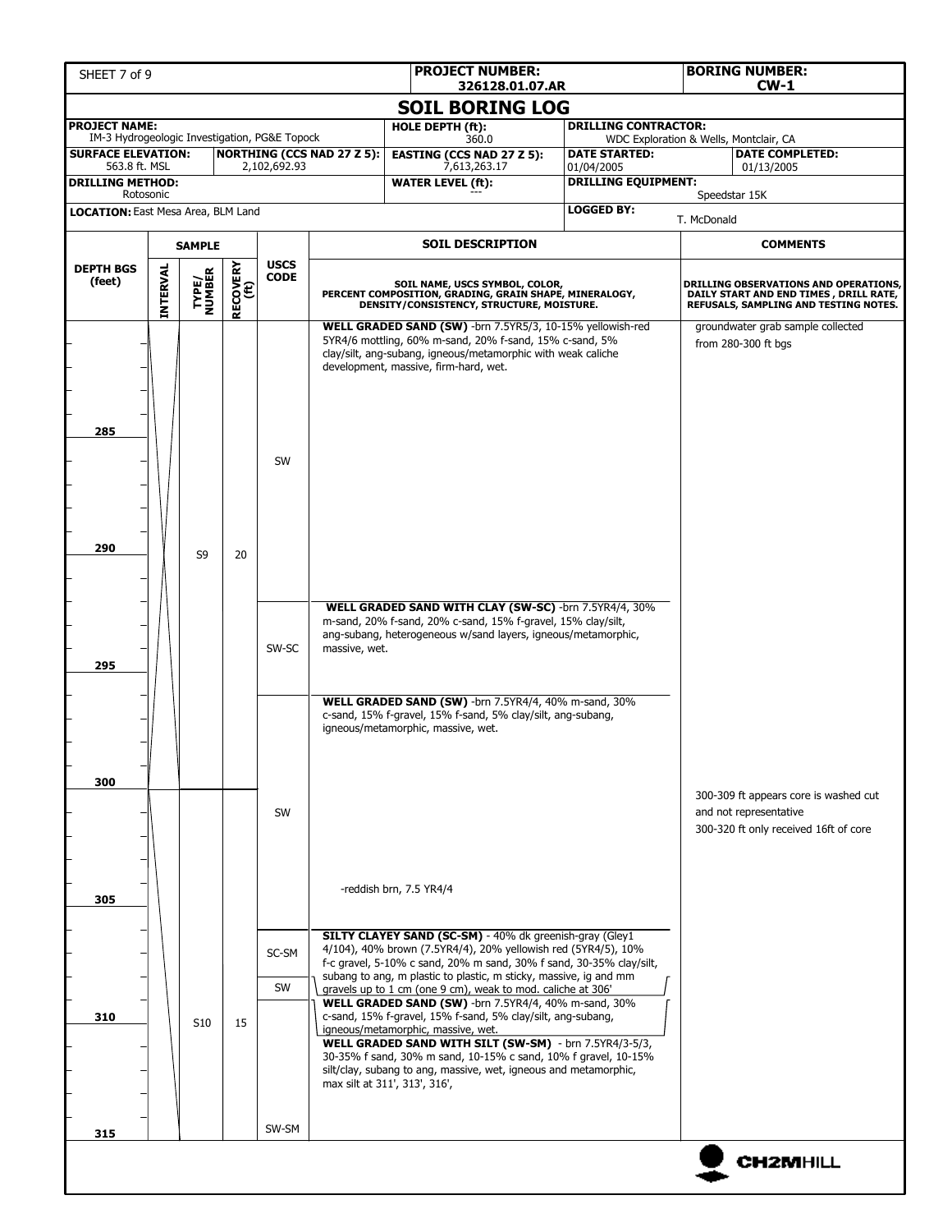**PROJECT NUMBER:** 326128.01.07.AR

**BORING NUMBER:** CW-1

# SOIL BORING LOG

| | | | |
|---|---|---|---|
| **PROJECT NAME:** IM-3 Hydrogeologic Investigation, PG&E Topock | | **HOLE DEPTH (ft):** 360.0 | **DRILLING CONTRACTOR:** WDC Exploration & Wells, Montclair, CA |
| **SURFACE ELEVATION:** 563.8 ft. MSL | **NORTHING (CCS NAD 27 Z 5):** 2,102,692.93 | **EASTING (CCS NAD 27 Z 5):** 7,613,263.17 | **DATE STARTED:** 01/04/2005 — **DATE COMPLETED:** 01/13/2005 |
| **DRILLING METHOD:** Rotosonic | | **WATER LEVEL (ft):** --- | **DRILLING EQUIPMENT:** Speedstar 15K |
| **LOCATION:** East Mesa Area, BLM Land | | | **LOGGED BY:** T. McDonald |

| DEPTH BGS (feet) | SAMPLE INTERVAL | SAMPLE TYPE/NUMBER | SAMPLE RECOVERY (ft) | USCS CODE | SOIL DESCRIPTION (SOIL NAME, USCS SYMBOL, COLOR, PERCENT COMPOSITION, GRADING, GRAIN SHAPE, MINERALOGY, DENSITY/CONSISTENCY, STRUCTURE, MOISTURE.) | COMMENTS (DRILLING OBSERVATIONS AND OPERATIONS, DAILY START AND END TIMES, DRILL RATE, REFUSALS, SAMPLING AND TESTING NOTES.) |
|---|---|---|---|---|---|---|
| 280–292 | | S9 | 20 | SW | **WELL GRADED SAND (SW)** -brn 7.5YR5/3, 10-15% yellowish-red 5YR4/6 mottling, 60% m-sand, 20% f-sand, 15% c-sand, 5% clay/silt, ang-subang, igneous/metamorphic with weak caliche development, massive, firm-hard, wet. | groundwater grab sample collected from 280-300 ft bgs |
| 292–296 | | | | SW-SC | **WELL GRADED SAND WITH CLAY (SW-SC)** -brn 7.5YR4/4, 30% m-sand, 20% f-sand, 20% c-sand, 15% f-gravel, 15% clay/silt, ang-subang, heterogeneous w/sand layers, igneous/metamorphic, massive, wet. | |
| 296–306 | | | | SW | **WELL GRADED SAND (SW)** -brn 7.5YR4/4, 40% m-sand, 30% c-sand, 15% f-gravel, 15% f-sand, 5% clay/silt, ang-subang, igneous/metamorphic, massive, wet. <br> -reddish brn, 7.5 YR4/4 | 300-309 ft appears core is washed cut and not representative <br> 300-320 ft only received 16ft of core |
| 306–308 | | S10 | 15 | SC-SM | **SILTY CLAYEY SAND (SC-SM)** - 40% dk greenish-gray (Gley1 4/104), 40% brown (7.5YR4/4), 20% yellowish red (5YR4/5), 10% f-c gravel, 5-10% c sand, 20% m sand, 30% f sand, 30-35% clay/silt, subang to ang, m plastic to plastic, m sticky, massive, ig and mm gravels up to 1 cm (one 9 cm), weak to mod. caliche at 306' | |
| 308–310 | | | | SW | **WELL GRADED SAND (SW)** -brn 7.5YR4/4, 40% m-sand, 30% c-sand, 15% f-gravel, 15% f-sand, 5% clay/silt, ang-subang, igneous/metamorphic, massive, wet. | |
| 310–315 | | | | SW-SM | **WELL GRADED SAND WITH SILT (SW-SM)** - brn 7.5YR4/3-5/3, 30-35% f sand, 30% m sand, 10-15% c sand, 10% f gravel, 10-15% silt/clay, subang to ang, massive, wet, igneous and metamorphic, max silt at 311', 313', 316', | |

CH2MHILL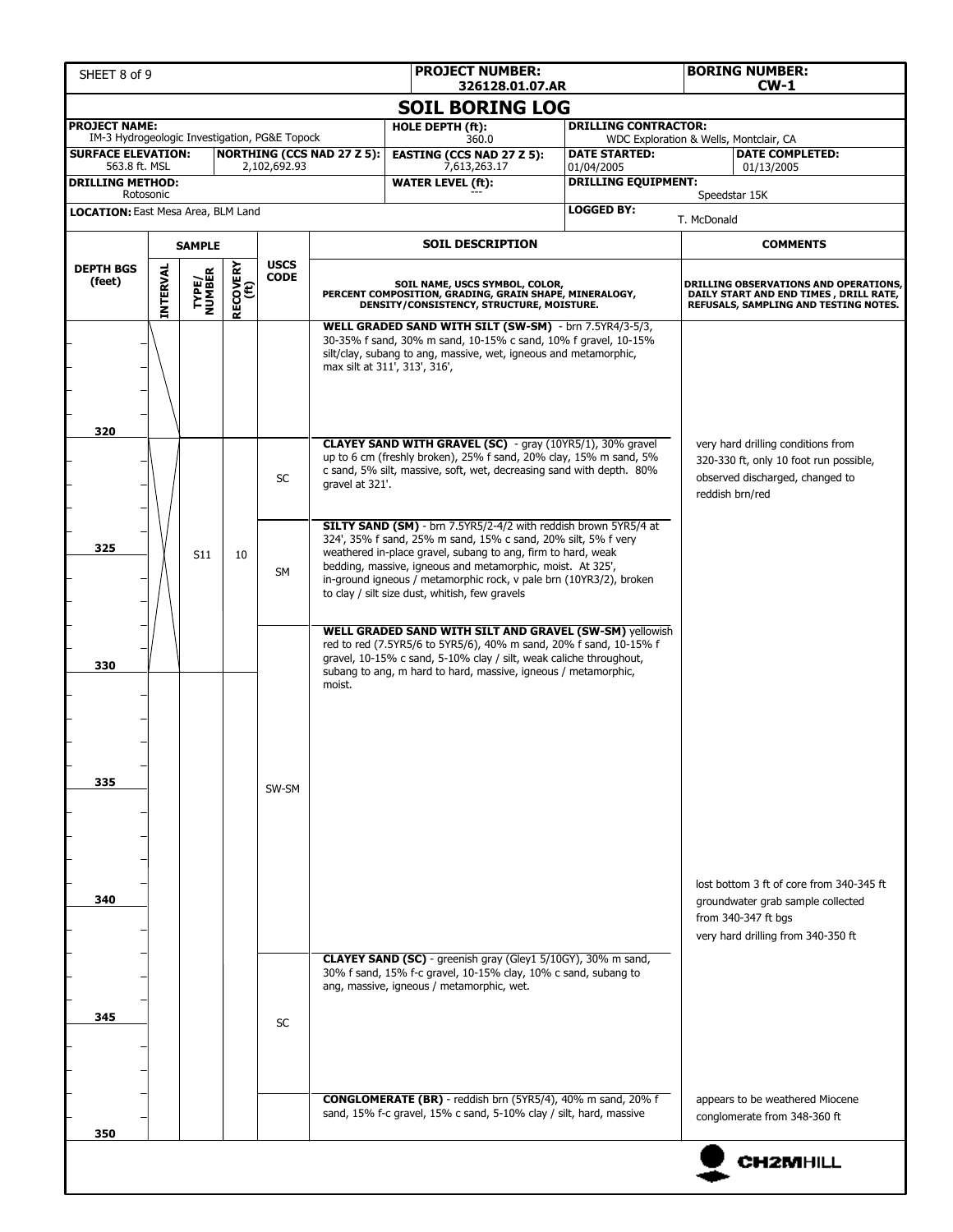**PROJECT NUMBER:** 326128.01.07.AR

**BORING NUMBER:** CW-1

# SOIL BORING LOG

| | | | |
|---|---|---|---|
| **PROJECT NAME:** IM-3 Hydrogeologic Investigation, PG&E Topock | | **HOLE DEPTH (ft):** 360.0 | **DRILLING CONTRACTOR:** WDC Exploration & Wells, Montclair, CA |
| **SURFACE ELEVATION:** 563.8 ft. MSL | **NORTHING (CCS NAD 27 Z 5):** 2,102,692.93 | **EASTING (CCS NAD 27 Z 5):** 7,613,263.17 | **DATE STARTED:** 01/04/2005 — **DATE COMPLETED:** 01/13/2005 |
| **DRILLING METHOD:** Rotosonic | | **WATER LEVEL (ft):** --- | **DRILLING EQUIPMENT:** Speedstar 15K |
| **LOCATION:** East Mesa Area, BLM Land | | | **LOGGED BY:** T. McDonald |

| DEPTH BGS (feet) | SAMPLE INTERVAL | SAMPLE TYPE/NUMBER | RECOVERY (ft) | USCS CODE | SOIL DESCRIPTION (SOIL NAME, USCS SYMBOL, COLOR, PERCENT COMPOSITION, GRADING, GRAIN SHAPE, MINERALOGY, DENSITY/CONSISTENCY, STRUCTURE, MOISTURE.) | COMMENTS (DRILLING OBSERVATIONS AND OPERATIONS, DAILY START AND END TIMES, DRILL RATE, REFUSALS, SAMPLING AND TESTING NOTES.) |
|---|---|---|---|---|---|---|
| 310–320 | X | | | | **WELL GRADED SAND WITH SILT (SW-SM)** - brn 7.5YR4/3-5/3, 30-35% f sand, 30% m sand, 10-15% c sand, 10% f gravel, 10-15% silt/clay, subang to ang, massive, wet, igneous and metamorphic, max silt at 311', 313', 316', | |
| 320–323 | X | S11 | 10 | SC | **CLAYEY SAND WITH GRAVEL (SC)** - gray (10YR5/1), 30% gravel up to 6 cm (freshly broken), 25% f sand, 20% clay, 15% m sand, 5% c sand, 5% silt, massive, soft, wet, decreasing sand with depth. 80% gravel at 321'. | very hard drilling conditions from 320-330 ft, only 10 foot run possible, observed discharged, changed to reddish brn/red |
| 323–327 | X | | | SM | **SILTY SAND (SM)** - brn 7.5YR5/2-4/2 with reddish brown 5YR5/4 at 324', 35% f sand, 25% m sand, 15% c sand, 20% silt, 5% f very weathered in-place gravel, subang to ang, firm to hard, weak bedding, massive, igneous and metamorphic, moist. At 325', in-ground igneous / metamorphic rock, v pale brn (10YR3/2), broken to clay / silt size dust, whitish, few gravels | |
| 327–342 | X (to 330) | | | SW-SM | **WELL GRADED SAND WITH SILT AND GRAVEL (SW-SM)** yellowish red to red (7.5YR5/6 to 5YR5/6), 40% m sand, 20% f sand, 10-15% f gravel, 10-15% c sand, 5-10% clay / silt, weak caliche throughout, subang to ang, m hard to hard, massive, igneous / metamorphic, moist. | lost bottom 3 ft of core from 340-345 ft; groundwater grab sample collected from 340-347 ft bgs; very hard drilling from 340-350 ft |
| 342–348 | | | | SC | **CLAYEY SAND (SC)** - greenish gray (Gley1 5/10GY), 30% m sand, 30% f sand, 15% f-c gravel, 10-15% clay, 10% c sand, subang to ang, massive, igneous / metamorphic, wet. | |
| 348–350 | | | | | **CONGLOMERATE (BR)** - reddish brn (5YR5/4), 40% m sand, 20% f sand, 15% f-c gravel, 15% c sand, 5-10% clay / silt, hard, massive | appears to be weathered Miocene conglomerate from 348-360 ft |

CH2MHILL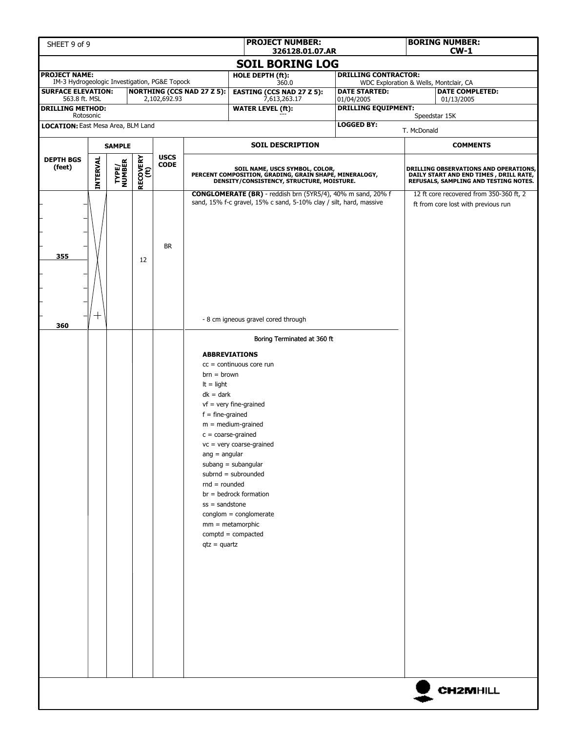**PROJECT NUMBER:** 326128.01.07.AR

**BORING NUMBER:** CW-1

# SOIL BORING LOG

| | | | |
|---|---|---|---|
| **PROJECT NAME:** IM-3 Hydrogeologic Investigation, PG&E Topock | | **HOLE DEPTH (ft):** 360.0 | **DRILLING CONTRACTOR:** WDC Exploration & Wells, Montclair, CA |
| **SURFACE ELEVATION:** 563.8 ft. MSL | **NORTHING (CCS NAD 27 Z 5):** 2,102,692.93 | **EASTING (CCS NAD 27 Z 5):** 7,613,263.17 | **DATE STARTED:** 01/04/2005 — **DATE COMPLETED:** 01/13/2005 |
| **DRILLING METHOD:** Rotosonic | | **WATER LEVEL (ft):** --- | **DRILLING EQUIPMENT:** Speedstar 15K |
| **LOCATION:** East Mesa Area, BLM Land | | | **LOGGED BY:** T. McDonald |

| DEPTH BGS (feet) | SAMPLE INTERVAL | SAMPLE TYPE/NUMBER | SAMPLE RECOVERY (ft) | USCS CODE | SOIL DESCRIPTION (SOIL NAME, USCS SYMBOL, COLOR, PERCENT COMPOSITION, GRADING, GRAIN SHAPE, MINERALOGY, DENSITY/CONSISTENCY, STRUCTURE, MOISTURE.) | COMMENTS (DRILLING OBSERVATIONS AND OPERATIONS, DAILY START AND END TIMES, DRILL RATE, REFUSALS, SAMPLING AND TESTING NOTES.) |
|---|---|---|---|---|---|---|
| 350–360 (355) | X | | 12 | BR | **CONGLOMERATE (BR)** - reddish brn (5YR5/4), 40% m sand, 20% f sand, 15% f-c gravel, 15% c sand, 5-10% clay / silt, hard, massive | 12 ft core recovered from 350-360 ft, 2 ft from core lost with previous run |
| 359 | | | | | - 8 cm igneous gravel cored through | |
| 360 | | | | | Boring Terminated at 360 ft | |

**ABBREVIATIONS**

cc = continuous core run
brn = brown
lt = light
dk = dark
vf = very fine-grained
f = fine-grained
m = medium-grained
c = coarse-grained
vc = very coarse-grained
ang = angular
subang = subangular
subrnd = subrounded
rnd = rounded
br = bedrock formation
ss = sandstone
conglom = conglomerate
mm = metamorphic
comptd = compacted
qtz = quartz

CH2MHILL